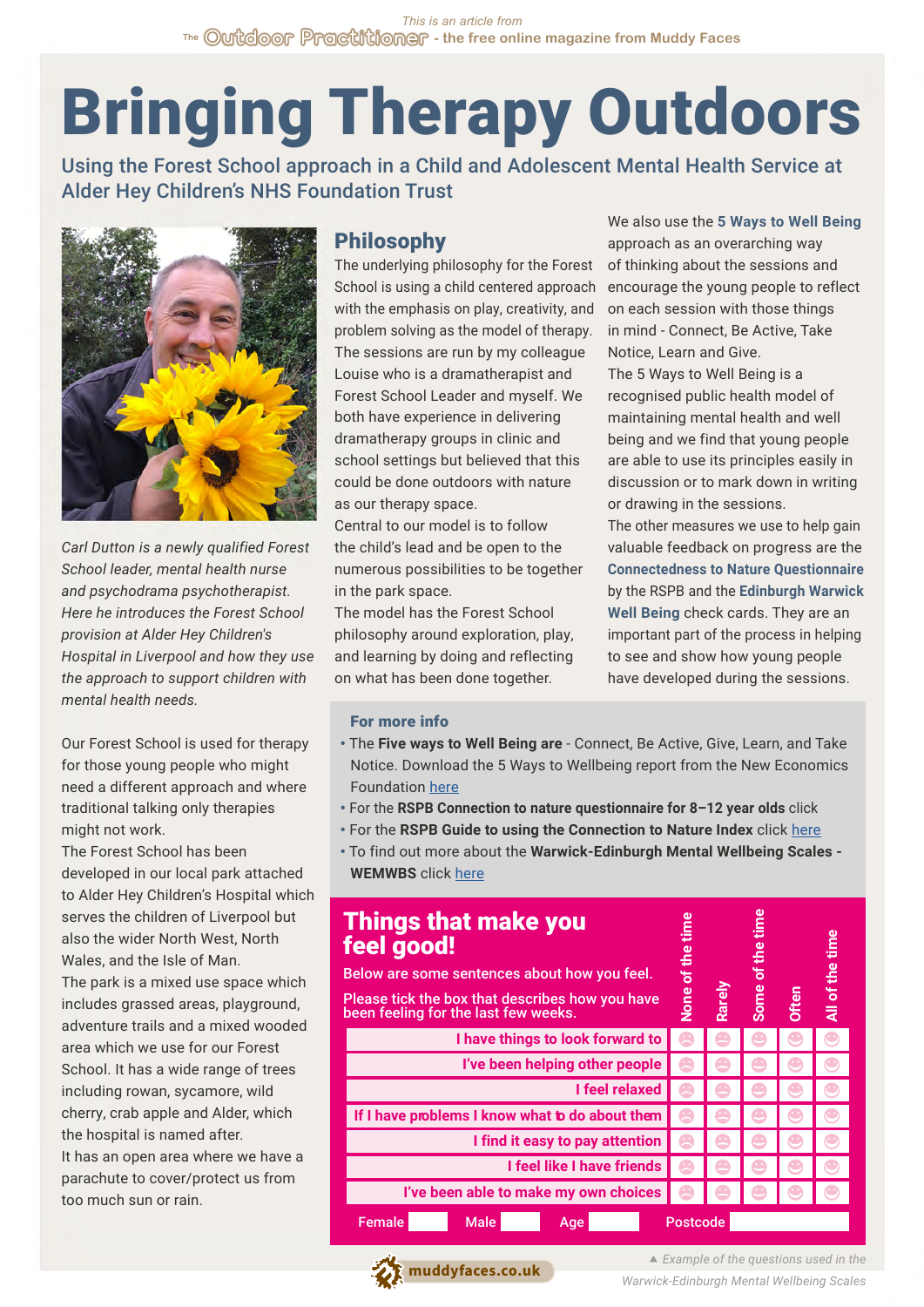This is an article from The Outdoor Practitioner - the free online magazine from Muddy Faces

# Bringing Therapy Outdoors

## Using the Forest School approach in a Child and Adolescent Mental Health Service at Alder Hey Children's NHS Foundation Trust

*Carl Dutton is a newly qualified Forest School leader, mental health nurse and psychodrama psychotherapist. Here he introduces the Forest School provision at Alder Hey Children's Hospital in Liverpool and how they use the approach to support children with mental health needs.*

Our Forest School is used for therapy for those young people who might need a different approach and where traditional talking only therapies might not work.

The Forest School has been developed in our local park attached to Alder Hey Children's Hospital which serves the children of Liverpool but also the wider North West, North Wales, and the Isle of Man.

The park is a mixed use space which includes grassed areas, playground, adventure trails and a mixed wooded area which we use for our Forest School. It has a wide range of trees including rowan, sycamore, wild cherry, crab apple and Alder, which the hospital is named after.

It has an open area where we have a parachute to cover/protect us from too much sun or rain.

### Philosophy

The underlying philosophy for the Forest School is using a child centered approach with the emphasis on play, creativity, and problem solving as the model of therapy. The sessions are run by my colleague Louise who is a dramatherapist and Forest School Leader and myself. We both have experience in delivering dramatherapy groups in clinic and school settings but believed that this could be done outdoors with nature as our therapy space.

Central to our model is to follow the child's lead and be open to the numerous possibilities to be together in the park space.

The model has the Forest School philosophy around exploration, play, and learning by doing and reflecting on what has been done together.

We also use the **5 Ways to Well Being** approach as an overarching way of thinking about the sessions and encourage the young people to reflect on each session with those things in mind - Connect, Be Active, Take Notice, Learn and Give.

The 5 Ways to Well Being is a recognised public health model of maintaining mental health and well being and we find that young people are able to use its principles easily in discussion or to mark down in writing or drawing in the sessions.

The other measures we use to help gain valuable feedback on progress are the **Connectedness to Nature Questionnaire** by the RSPB and the **Edinburgh Warwick Well Being** check cards. They are an important part of the process in helping to see and show how young people have developed during the sessions.

### For more info

- The **Five ways to Well Being are** - Connect, Be Active, Give, Learn, and Take Notice. Download the 5 Ways to Wellbeing report from the New Economics Foundation here
- For the **RSPB Connection to nature questionnaire for 8–12 year olds** click
- For the **RSPB Guide to using the Connection to Nature Index** click here
- To find out more about the **Warwick-Edinburgh Mental Wellbeing Scales - WEMWBS** click here

### Things that make you feel good!

Below are some sentences about how you feel.

Please tick the box that describes how you have been feeling for the last few weeks.

| | None of the time | Rarely | Some of the time | Often | All of the time |
|---|---|---|---|---|---|
| I have things to look forward to | | | | | |
| I've been helping other people | | | | | |
| I feel relaxed | | | | | |
| If I have problems I know what to do about them | | | | | |
| I find it easy to pay attention | | | | | |
| I feel like I have friends | | | | | |
| I've been able to make my own choices | | | | | |

Female ____ Male ____ Age ____ Postcode ____

▲ *Example of the questions used in the Warwick-Edinburgh Mental Wellbeing Scales*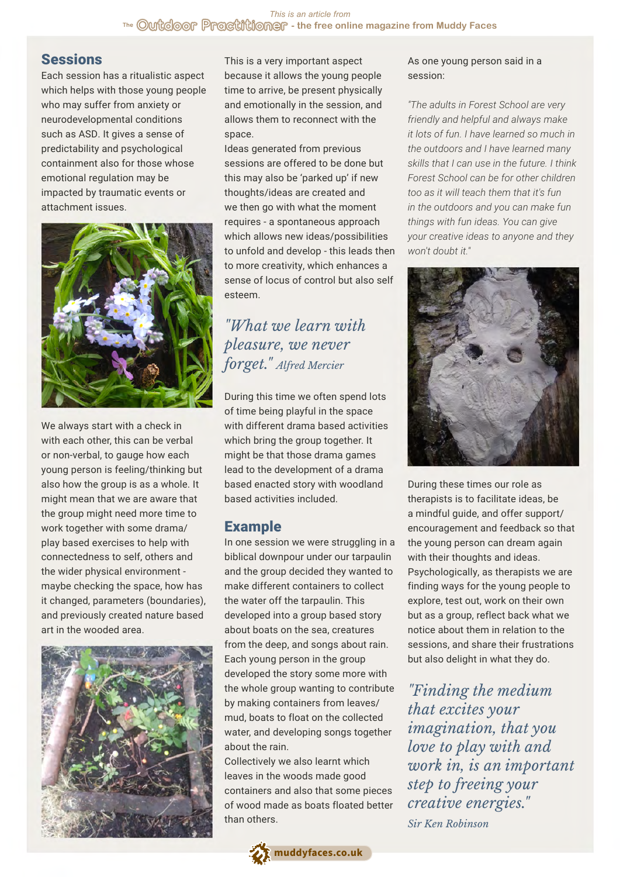## Sessions

Each session has a ritualistic aspect which helps with those young people who may suffer from anxiety or neurodevelopmental conditions such as ASD. It gives a sense of predictability and psychological containment also for those whose emotional regulation may be impacted by traumatic events or attachment issues.

We always start with a check in with each other, this can be verbal or non-verbal, to gauge how each young person is feeling/thinking but also how the group is as a whole. It might mean that we are aware that the group might need more time to work together with some drama/play based exercises to help with connectedness to self, others and the wider physical environment - maybe checking the space, how has it changed, parameters (boundaries), and previously created nature based art in the wooded area.

This is a very important aspect because it allows the young people time to arrive, be present physically and emotionally in the session, and allows them to reconnect with the space.

Ideas generated from previous sessions are offered to be done but this may also be 'parked up' if new thoughts/ideas are created and we then go with what the moment requires - a spontaneous approach which allows new ideas/possibilities to unfold and develop - this leads then to more creativity, which enhances a sense of locus of control but also self esteem.

*"What we learn with pleasure, we never forget." Alfred Mercier*

During this time we often spend lots of time being playful in the space with different drama based activities which bring the group together. It might be that those drama games lead to the development of a drama based enacted story with woodland based activities included.

## Example

In one session we were struggling in a biblical downpour under our tarpaulin and the group decided they wanted to make different containers to collect the water off the tarpaulin. This developed into a group based story about boats on the sea, creatures from the deep, and songs about rain. Each young person in the group developed the story some more with the whole group wanting to contribute by making containers from leaves/mud, boats to float on the collected water, and developing songs together about the rain.

Collectively we also learnt which leaves in the woods made good containers and also that some pieces of wood made as boats floated better than others.

As one young person said in a session:

*"The adults in Forest School are very friendly and helpful and always make it lots of fun. I have learned so much in the outdoors and I have learned many skills that I can use in the future. I think Forest School can be for other children too as it will teach them that it's fun in the outdoors and you can make fun things with fun ideas. You can give your creative ideas to anyone and they won't doubt it."*

During these times our role as therapists is to facilitate ideas, be a mindful guide, and offer support/encouragement and feedback so that the young person can dream again with their thoughts and ideas. Psychologically, as therapists we are finding ways for the young people to explore, test out, work on their own but as a group, reflect back what we notice about them in relation to the sessions, and share their frustrations but also delight in what they do.

*"Finding the medium that excites your imagination, that you love to play with and work in, is an important step to freeing your creative energies."*
*Sir Ken Robinson*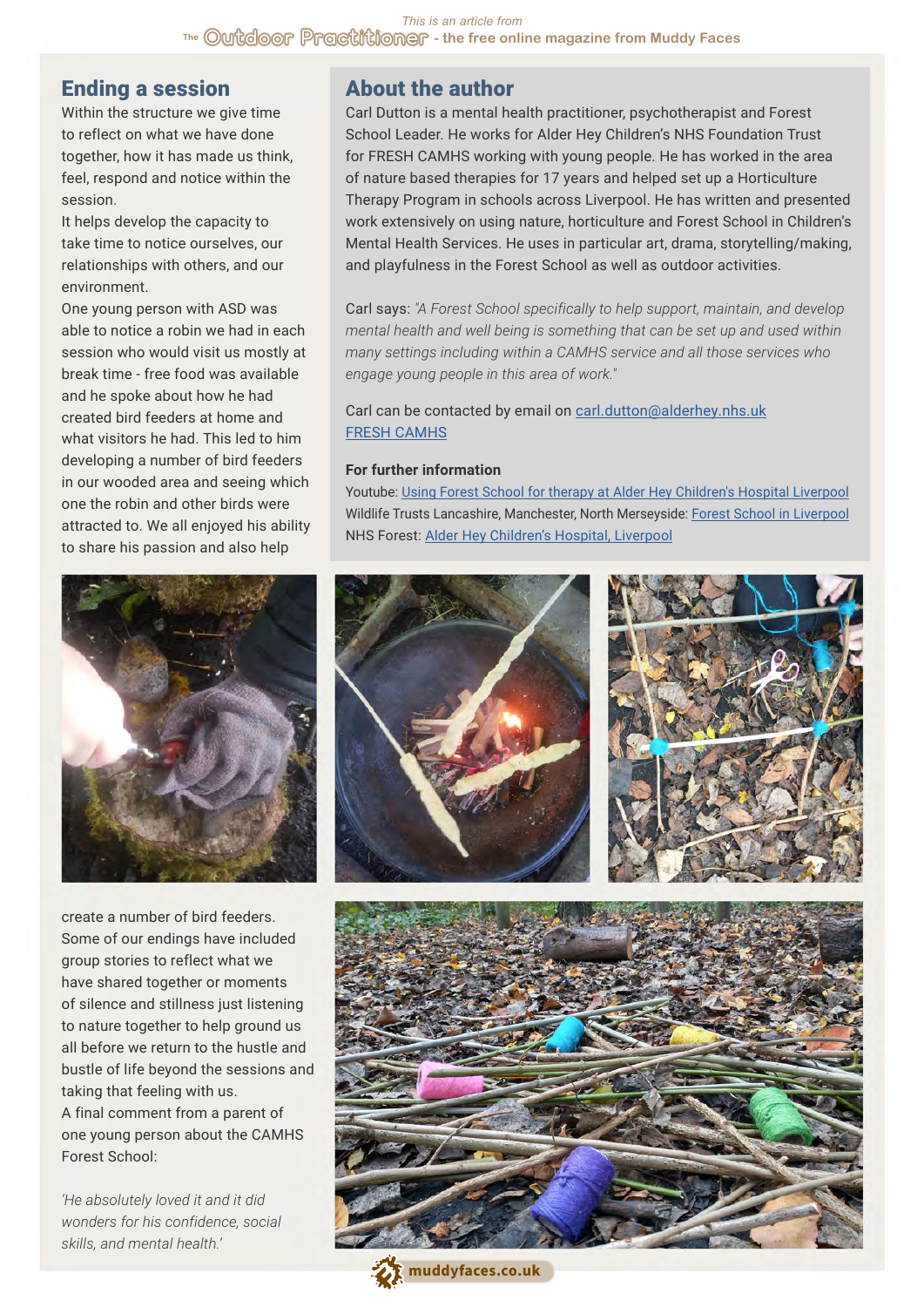## Ending a session

Within the structure we give time to reflect on what we have done together, how it has made us think, feel, respond and notice within the session.

It helps develop the capacity to take time to notice ourselves, our relationships with others, and our environment.

One young person with ASD was able to notice a robin we had in each session who would visit us mostly at break time - free food was available and he spoke about how he had created bird feeders at home and what visitors he had. This led to him developing a number of bird feeders in our wooded area and seeing which one the robin and other birds were attracted to. We all enjoyed his ability to share his passion and also help create a number of bird feeders.

Some of our endings have included group stories to reflect what we have shared together or moments of silence and stillness just listening to nature together to help ground us all before we return to the hustle and bustle of life beyond the sessions and taking that feeling with us.

A final comment from a parent of one young person about the CAMHS Forest School:

*'He absolutely loved it and it did wonders for his confidence, social skills, and mental health.'*

## About the author

Carl Dutton is a mental health practitioner, psychotherapist and Forest School Leader. He works for Alder Hey Children's NHS Foundation Trust for FRESH CAMHS working with young people. He has worked in the area of nature based therapies for 17 years and helped set up a Horticulture Therapy Program in schools across Liverpool. He has written and presented work extensively on using nature, horticulture and Forest School in Children's Mental Health Services. He uses in particular art, drama, storytelling/making, and playfulness in the Forest School as well as outdoor activities.

Carl says: *"A Forest School specifically to help support, maintain, and develop mental health and well being is something that can be set up and used within many settings including within a CAMHS service and all those services who engage young people in this area of work."*

Carl can be contacted by email on carl.dutton@alderhey.nhs.uk
FRESH CAMHS

**For further information**

Youtube: Using Forest School for therapy at Alder Hey Children's Hospital Liverpool
Wildlife Trusts Lancashire, Manchester, North Merseyside: Forest School in Liverpool
NHS Forest: Alder Hey Children's Hospital, Liverpool